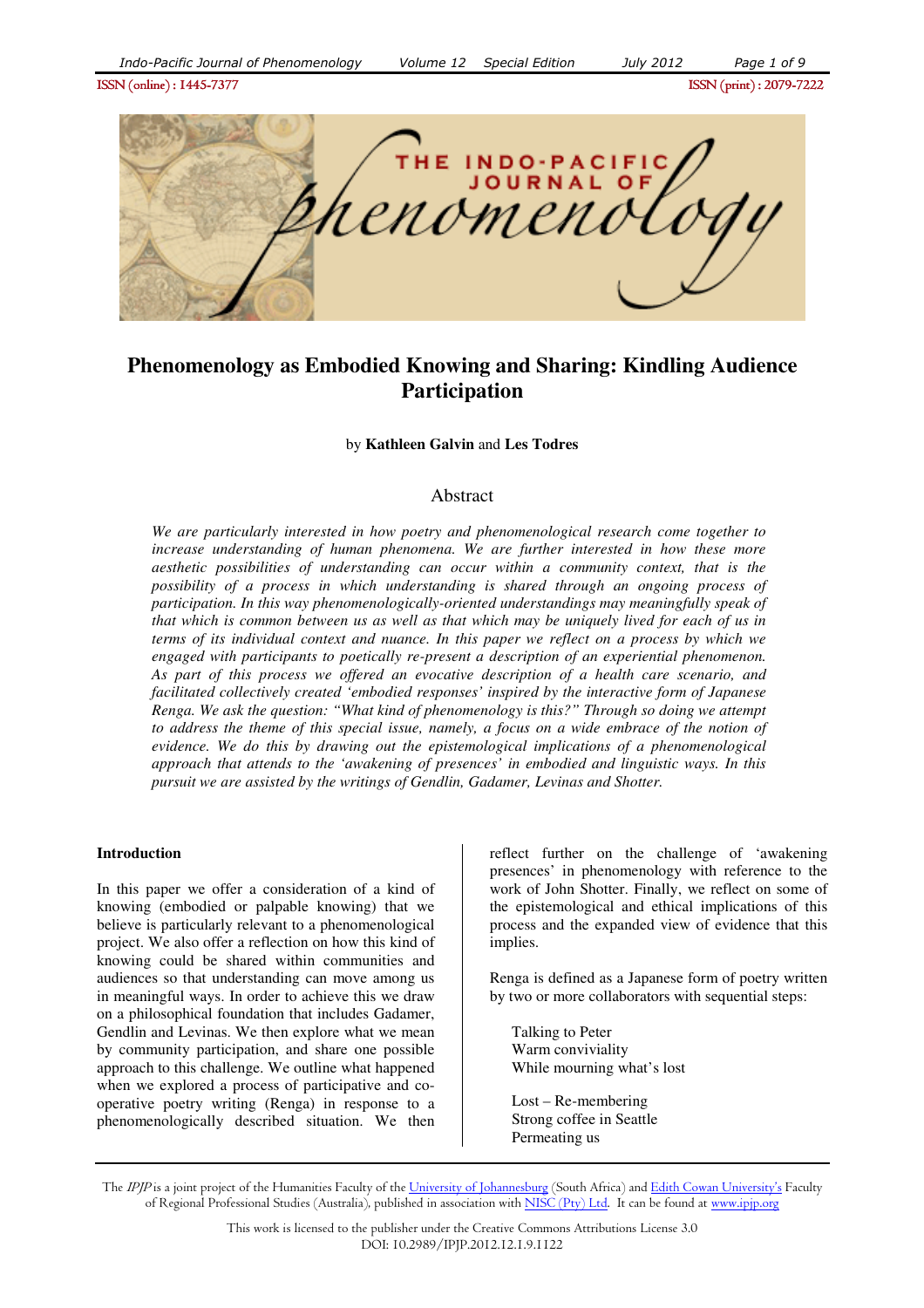# Phenomenology as Embodied Knowing and Sharing: Kindling Audience Participation

by **Kathleen Galvin** and **Les Todres**

## Abstract

*We are particularly interested in how poetry and phenomenological research come together to increase understanding of human phenomena. We are further interested in how these more aesthetic possibilities of understanding can occur within a community context, that is the possibility of a process in which understanding is shared through an ongoing process of participation. In this way phenomenologically-oriented understandings may meaningfully speak of that which is common between us as well as that which may be uniquely lived for each of us in terms of its individual context and nuance. In this paper we reflect on a process by which we engaged with participants to poetically re-present a description of an experiential phenomenon. As part of this process we offered an evocative description of a health care scenario, and facilitated collectively created 'embodied responses' inspired by the interactive form of Japanese Renga. We ask the question: "What kind of phenomenology is this?" Through so doing we attempt to address the theme of this special issue, namely, a focus on a wide embrace of the notion of evidence. We do this by drawing out the epistemological implications of a phenomenological approach that attends to the 'awakening of presences' in embodied and linguistic ways. In this pursuit we are assisted by the writings of Gendlin, Gadamer, Levinas and Shotter.*

### Introduction

In this paper we offer a consideration of a kind of knowing (embodied or palpable knowing) that we believe is particularly relevant to a phenomenological project. We also offer a reflection on how this kind of knowing could be shared within communities and audiences so that understanding can move among us in meaningful ways. In order to achieve this we draw on a philosophical foundation that includes Gadamer, Gendlin and Levinas. We then explore what we mean by community participation, and share one possible approach to this challenge. We outline what happened when we explored a process of participative and co-operative poetry writing (Renga) in response to a phenomenologically described situation. We then reflect further on the challenge of 'awakening presences' in phenomenology with reference to the work of John Shotter. Finally, we reflect on some of the epistemological and ethical implications of this process and the expanded view of evidence that this implies.

Renga is defined as a Japanese form of poetry written by two or more collaborators with sequential steps:

> Talking to Peter
> Warm conviviality
> While mourning what's lost
>
> Lost – Re-membering
> Strong coffee in Seattle
> Permeating us

The *IPJP* is a joint project of the Humanities Faculty of the University of Johannesburg (South Africa) and Edith Cowan University's Faculty of Regional Professional Studies (Australia), published in association with NISC (Pty) Ltd. It can be found at www.ipjp.org

This work is licensed to the publisher under the Creative Commons Attributions License 3.0
DOI: 10.2989/IPJP.2012.12.1.9.1122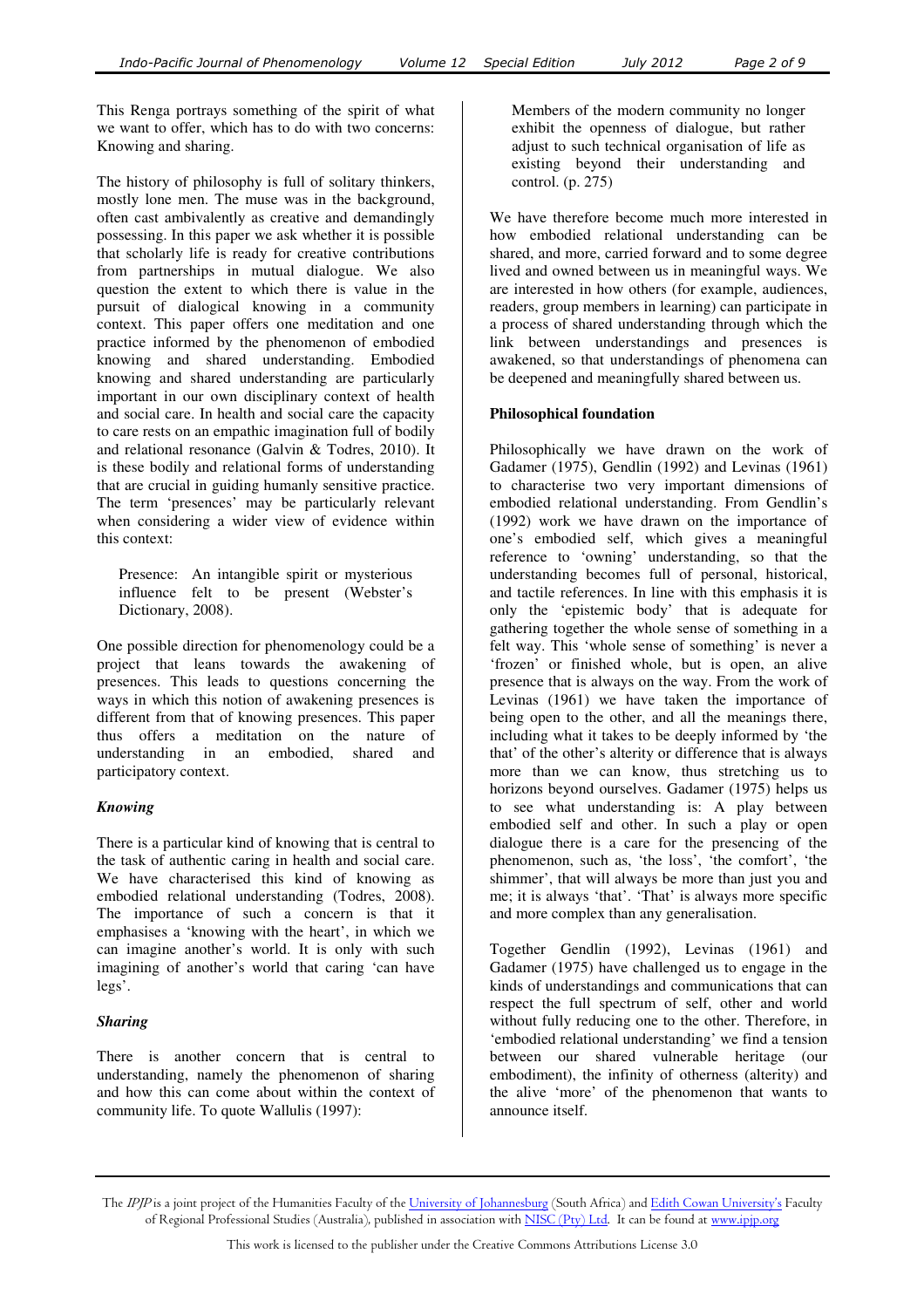This Renga portrays something of the spirit of what we want to offer, which has to do with two concerns: Knowing and sharing.

The history of philosophy is full of solitary thinkers, mostly lone men. The muse was in the background, often cast ambivalently as creative and demandingly possessing. In this paper we ask whether it is possible that scholarly life is ready for creative contributions from partnerships in mutual dialogue. We also question the extent to which there is value in the pursuit of dialogical knowing in a community context. This paper offers one meditation and one practice informed by the phenomenon of embodied knowing and shared understanding. Embodied knowing and shared understanding are particularly important in our own disciplinary context of health and social care. In health and social care the capacity to care rests on an empathic imagination full of bodily and relational resonance (Galvin & Todres, 2010). It is these bodily and relational forms of understanding that are crucial in guiding humanly sensitive practice. The term 'presences' may be particularly relevant when considering a wider view of evidence within this context:

> Presence: An intangible spirit or mysterious influence felt to be present (Webster's Dictionary, 2008).

One possible direction for phenomenology could be a project that leans towards the awakening of presences. This leads to questions concerning the ways in which this notion of awakening presences is different from that of knowing presences. This paper thus offers a meditation on the nature of understanding in an embodied, shared and participatory context.

### *Knowing*

There is a particular kind of knowing that is central to the task of authentic caring in health and social care. We have characterised this kind of knowing as embodied relational understanding (Todres, 2008). The importance of such a concern is that it emphasises a 'knowing with the heart', in which we can imagine another's world. It is only with such imagining of another's world that caring 'can have legs'.

### *Sharing*

There is another concern that is central to understanding, namely the phenomenon of sharing and how this can come about within the context of community life. To quote Wallulis (1997):

> Members of the modern community no longer exhibit the openness of dialogue, but rather adjust to such technical organisation of life as existing beyond their understanding and control. (p. 275)

We have therefore become much more interested in how embodied relational understanding can be shared, and more, carried forward and to some degree lived and owned between us in meaningful ways. We are interested in how others (for example, audiences, readers, group members in learning) can participate in a process of shared understanding through which the link between understandings and presences is awakened, so that understandings of phenomena can be deepened and meaningfully shared between us.

### **Philosophical foundation**

Philosophically we have drawn on the work of Gadamer (1975), Gendlin (1992) and Levinas (1961) to characterise two very important dimensions of embodied relational understanding. From Gendlin's (1992) work we have drawn on the importance of one's embodied self, which gives a meaningful reference to 'owning' understanding, so that the understanding becomes full of personal, historical, and tactile references. In line with this emphasis it is only the 'epistemic body' that is adequate for gathering together the whole sense of something in a felt way. This 'whole sense of something' is never a 'frozen' or finished whole, but is open, an alive presence that is always on the way. From the work of Levinas (1961) we have taken the importance of being open to the other, and all the meanings there, including what it takes to be deeply informed by 'the that' of the other's alterity or difference that is always more than we can know, thus stretching us to horizons beyond ourselves. Gadamer (1975) helps us to see what understanding is: A play between embodied self and other. In such a play or open dialogue there is a care for the presencing of the phenomenon, such as, 'the loss', 'the comfort', 'the shimmer', that will always be more than just you and me; it is always 'that'. 'That' is always more specific and more complex than any generalisation.

Together Gendlin (1992), Levinas (1961) and Gadamer (1975) have challenged us to engage in the kinds of understandings and communications that can respect the full spectrum of self, other and world without fully reducing one to the other. Therefore, in 'embodied relational understanding' we find a tension between our shared vulnerable heritage (our embodiment), the infinity of otherness (alterity) and the alive 'more' of the phenomenon that wants to announce itself.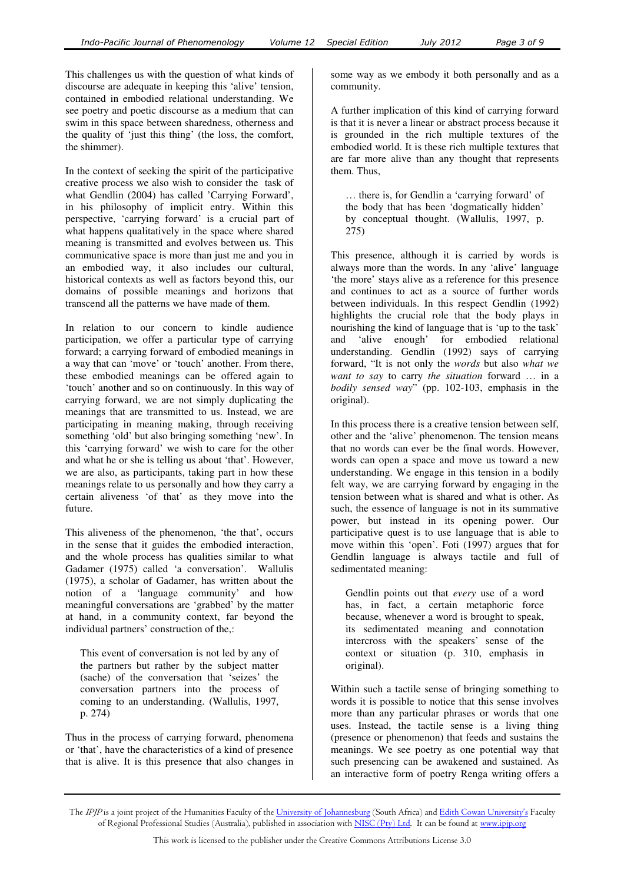This challenges us with the question of what kinds of discourse are adequate in keeping this 'alive' tension, contained in embodied relational understanding. We see poetry and poetic discourse as a medium that can swim in this space between sharedness, otherness and the quality of 'just this thing' (the loss, the comfort, the shimmer).

In the context of seeking the spirit of the participative creative process we also wish to consider the task of what Gendlin (2004) has called 'Carrying Forward', in his philosophy of implicit entry. Within this perspective, 'carrying forward' is a crucial part of what happens qualitatively in the space where shared meaning is transmitted and evolves between us. This communicative space is more than just me and you in an embodied way, it also includes our cultural, historical contexts as well as factors beyond this, our domains of possible meanings and horizons that transcend all the patterns we have made of them.

In relation to our concern to kindle audience participation, we offer a particular type of carrying forward; a carrying forward of embodied meanings in a way that can 'move' or 'touch' another. From there, these embodied meanings can be offered again to 'touch' another and so on continuously. In this way of carrying forward, we are not simply duplicating the meanings that are transmitted to us. Instead, we are participating in meaning making, through receiving something 'old' but also bringing something 'new'. In this 'carrying forward' we wish to care for the other and what he or she is telling us about 'that'. However, we are also, as participants, taking part in how these meanings relate to us personally and how they carry a certain aliveness 'of that' as they move into the future.

This aliveness of the phenomenon, 'the that', occurs in the sense that it guides the embodied interaction, and the whole process has qualities similar to what Gadamer (1975) called 'a conversation'. Wallulis (1975), a scholar of Gadamer, has written about the notion of a 'language community' and how meaningful conversations are 'grabbed' by the matter at hand, in a community context, far beyond the individual partners' construction of the,:

> This event of conversation is not led by any of the partners but rather by the subject matter (sache) of the conversation that 'seizes' the conversation partners into the process of coming to an understanding. (Wallulis, 1997, p. 274)

Thus in the process of carrying forward, phenomena or 'that', have the characteristics of a kind of presence that is alive. It is this presence that also changes in some way as we embody it both personally and as a community.

A further implication of this kind of carrying forward is that it is never a linear or abstract process because it is grounded in the rich multiple textures of the embodied world. It is these rich multiple textures that are far more alive than any thought that represents them. Thus,

> … there is, for Gendlin a 'carrying forward' of the body that has been 'dogmatically hidden' by conceptual thought. (Wallulis, 1997, p. 275)

This presence, although it is carried by words is always more than the words. In any 'alive' language 'the more' stays alive as a reference for this presence and continues to act as a source of further words between individuals. In this respect Gendlin (1992) highlights the crucial role that the body plays in nourishing the kind of language that is 'up to the task' and 'alive enough' for embodied relational understanding. Gendlin (1992) says of carrying forward, "It is not only the *words* but also *what we want to say* to carry *the situation* forward … in a *bodily sensed way*" (pp. 102-103, emphasis in the original).

In this process there is a creative tension between self, other and the 'alive' phenomenon. The tension means that no words can ever be the final words. However, words can open a space and move us toward a new understanding. We engage in this tension in a bodily felt way, we are carrying forward by engaging in the tension between what is shared and what is other. As such, the essence of language is not in its summative power, but instead in its opening power. Our participative quest is to use language that is able to move within this 'open'. Foti (1997) argues that for Gendlin language is always tactile and full of sedimentated meaning:

> Gendlin points out that *every* use of a word has, in fact, a certain metaphoric force because, whenever a word is brought to speak, its sedimentated meaning and connotation intercross with the speakers' sense of the context or situation (p. 310, emphasis in original).

Within such a tactile sense of bringing something to words it is possible to notice that this sense involves more than any particular phrases or words that one uses. Instead, the tactile sense is a living thing (presence or phenomenon) that feeds and sustains the meanings. We see poetry as one potential way that such presencing can be awakened and sustained. As an interactive form of poetry Renga writing offers a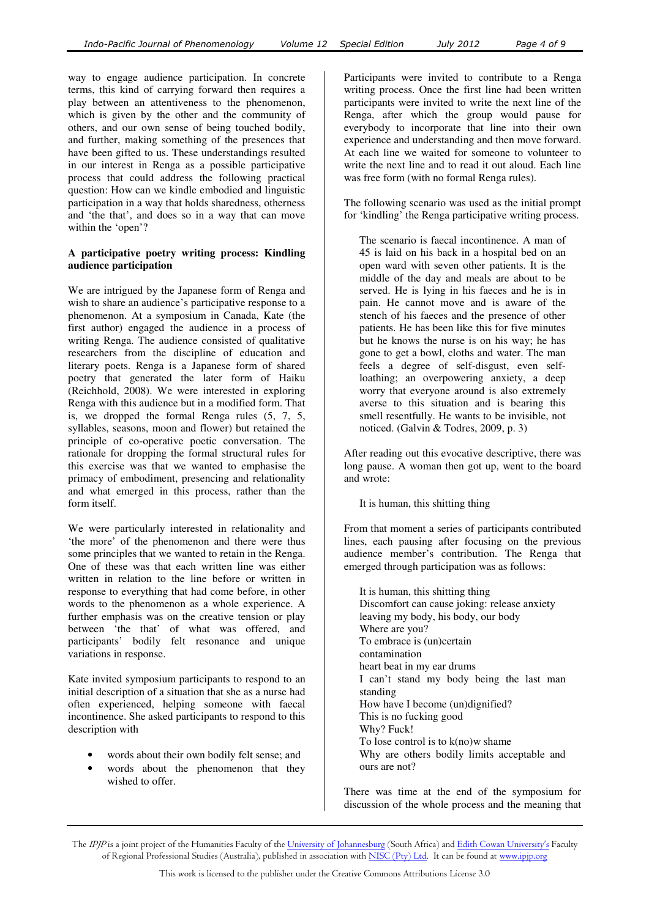way to engage audience participation. In concrete terms, this kind of carrying forward then requires a play between an attentiveness to the phenomenon, which is given by the other and the community of others, and our own sense of being touched bodily, and further, making something of the presences that have been gifted to us. These understandings resulted in our interest in Renga as a possible participative process that could address the following practical question: How can we kindle embodied and linguistic participation in a way that holds sharedness, otherness and 'the that', and does so in a way that can move within the 'open'?

**A participative poetry writing process: Kindling audience participation**

We are intrigued by the Japanese form of Renga and wish to share an audience's participative response to a phenomenon. At a symposium in Canada, Kate (the first author) engaged the audience in a process of writing Renga. The audience consisted of qualitative researchers from the discipline of education and literary poets. Renga is a Japanese form of shared poetry that generated the later form of Haiku (Reichhold, 2008). We were interested in exploring Renga with this audience but in a modified form. That is, we dropped the formal Renga rules (5, 7, 5, syllables, seasons, moon and flower) but retained the principle of co-operative poetic conversation. The rationale for dropping the formal structural rules for this exercise was that we wanted to emphasise the primacy of embodiment, presencing and relationality and what emerged in this process, rather than the form itself.

We were particularly interested in relationality and 'the more' of the phenomenon and there were thus some principles that we wanted to retain in the Renga. One of these was that each written line was either written in relation to the line before or written in response to everything that had come before, in other words to the phenomenon as a whole experience. A further emphasis was on the creative tension or play between 'the that' of what was offered, and participants' bodily felt resonance and unique variations in response.

Kate invited symposium participants to respond to an initial description of a situation that she as a nurse had often experienced, helping someone with faecal incontinence. She asked participants to respond to this description with

- words about their own bodily felt sense; and
- words about the phenomenon that they wished to offer.

Participants were invited to contribute to a Renga writing process. Once the first line had been written participants were invited to write the next line of the Renga, after which the group would pause for everybody to incorporate that line into their own experience and understanding and then move forward. At each line we waited for someone to volunteer to write the next line and to read it out aloud. Each line was free form (with no formal Renga rules).

The following scenario was used as the initial prompt for 'kindling' the Renga participative writing process.

> The scenario is faecal incontinence. A man of 45 is laid on his back in a hospital bed on an open ward with seven other patients. It is the middle of the day and meals are about to be served. He is lying in his faeces and he is in pain. He cannot move and is aware of the stench of his faeces and the presence of other patients. He has been like this for five minutes but he knows the nurse is on his way; he has gone to get a bowl, cloths and water. The man feels a degree of self-disgust, even self-loathing; an overpowering anxiety, a deep worry that everyone around is also extremely averse to this situation and is bearing this smell resentfully. He wants to be invisible, not noticed. (Galvin & Todres, 2009, p. 3)

After reading out this evocative descriptive, there was long pause. A woman then got up, went to the board and wrote:

> It is human, this shitting thing

From that moment a series of participants contributed lines, each pausing after focusing on the previous audience member's contribution. The Renga that emerged through participation was as follows:

> It is human, this shitting thing
> Discomfort can cause joking: release anxiety
> leaving my body, his body, our body
> Where are you?
> To embrace is (un)certain
> contamination
> heart beat in my ear drums
> I can't stand my body being the last man standing
> How have I become (un)dignified?
> This is no fucking good
> Why? Fuck!
> To lose control is to k(no)w shame
> Why are others bodily limits acceptable and ours are not?

There was time at the end of the symposium for discussion of the whole process and the meaning that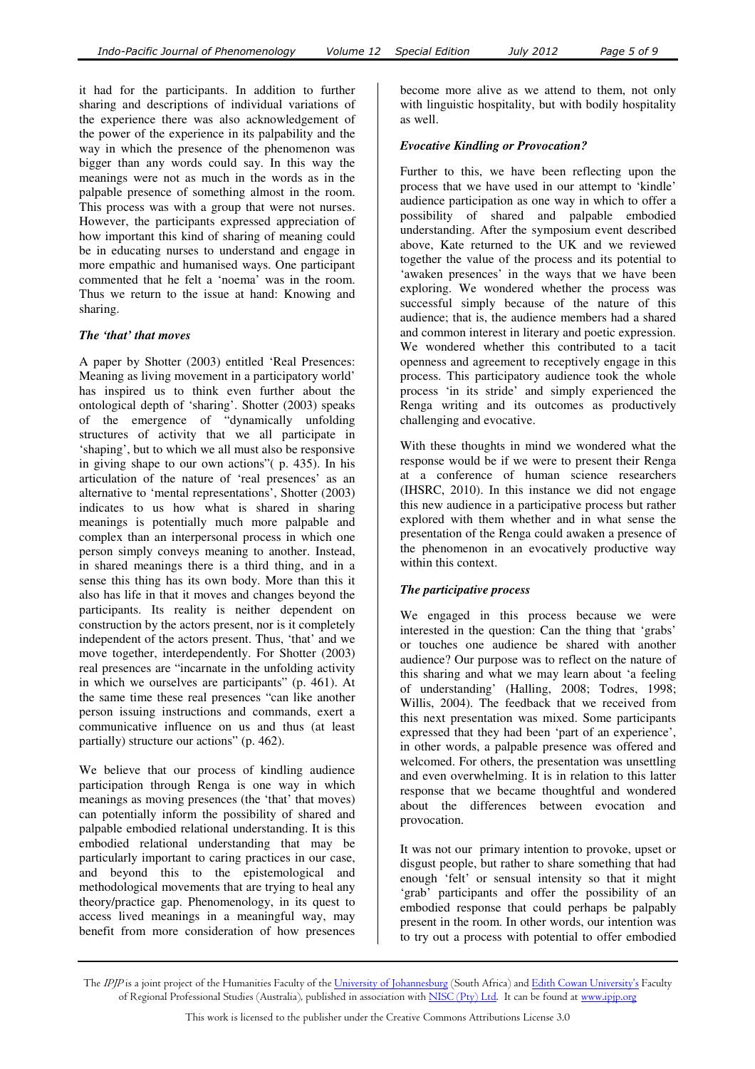it had for the participants. In addition to further sharing and descriptions of individual variations of the experience there was also acknowledgement of the power of the experience in its palpability and the way in which the presence of the phenomenon was bigger than any words could say. In this way the meanings were not as much in the words as in the palpable presence of something almost in the room. This process was with a group that were not nurses. However, the participants expressed appreciation of how important this kind of sharing of meaning could be in educating nurses to understand and engage in more empathic and humanised ways. One participant commented that he felt a 'noema' was in the room. Thus we return to the issue at hand: Knowing and sharing.

### *The 'that' that moves*

A paper by Shotter (2003) entitled 'Real Presences: Meaning as living movement in a participatory world' has inspired us to think even further about the ontological depth of 'sharing'. Shotter (2003) speaks of the emergence of "dynamically unfolding structures of activity that we all participate in 'shaping', but to which we all must also be responsive in giving shape to our own actions"( p. 435). In his articulation of the nature of 'real presences' as an alternative to 'mental representations', Shotter (2003) indicates to us how what is shared in sharing meanings is potentially much more palpable and complex than an interpersonal process in which one person simply conveys meaning to another. Instead, in shared meanings there is a third thing, and in a sense this thing has its own body. More than this it also has life in that it moves and changes beyond the participants. Its reality is neither dependent on construction by the actors present, nor is it completely independent of the actors present. Thus, 'that' and we move together, interdependently. For Shotter (2003) real presences are "incarnate in the unfolding activity in which we ourselves are participants" (p. 461). At the same time these real presences "can like another person issuing instructions and commands, exert a communicative influence on us and thus (at least partially) structure our actions" (p. 462).

We believe that our process of kindling audience participation through Renga is one way in which meanings as moving presences (the 'that' that moves) can potentially inform the possibility of shared and palpable embodied relational understanding. It is this embodied relational understanding that may be particularly important to caring practices in our case, and beyond this to the epistemological and methodological movements that are trying to heal any theory/practice gap. Phenomenology, in its quest to access lived meanings in a meaningful way, may benefit from more consideration of how presences become more alive as we attend to them, not only with linguistic hospitality, but with bodily hospitality as well.

### *Evocative Kindling or Provocation?*

Further to this, we have been reflecting upon the process that we have used in our attempt to 'kindle' audience participation as one way in which to offer a possibility of shared and palpable embodied understanding. After the symposium event described above, Kate returned to the UK and we reviewed together the value of the process and its potential to 'awaken presences' in the ways that we have been exploring. We wondered whether the process was successful simply because of the nature of this audience; that is, the audience members had a shared and common interest in literary and poetic expression. We wondered whether this contributed to a tacit openness and agreement to receptively engage in this process. This participatory audience took the whole process 'in its stride' and simply experienced the Renga writing and its outcomes as productively challenging and evocative.

With these thoughts in mind we wondered what the response would be if we were to present their Renga at a conference of human science researchers (IHSRC, 2010). In this instance we did not engage this new audience in a participative process but rather explored with them whether and in what sense the presentation of the Renga could awaken a presence of the phenomenon in an evocatively productive way within this context.

### *The participative process*

We engaged in this process because we were interested in the question: Can the thing that 'grabs' or touches one audience be shared with another audience? Our purpose was to reflect on the nature of this sharing and what we may learn about 'a feeling of understanding' (Halling, 2008; Todres, 1998; Willis, 2004). The feedback that we received from this next presentation was mixed. Some participants expressed that they had been 'part of an experience', in other words, a palpable presence was offered and welcomed. For others, the presentation was unsettling and even overwhelming. It is in relation to this latter response that we became thoughtful and wondered about the differences between evocation and provocation.

It was not our primary intention to provoke, upset or disgust people, but rather to share something that had enough 'felt' or sensual intensity so that it might 'grab' participants and offer the possibility of an embodied response that could perhaps be palpably present in the room. In other words, our intention was to try out a process with potential to offer embodied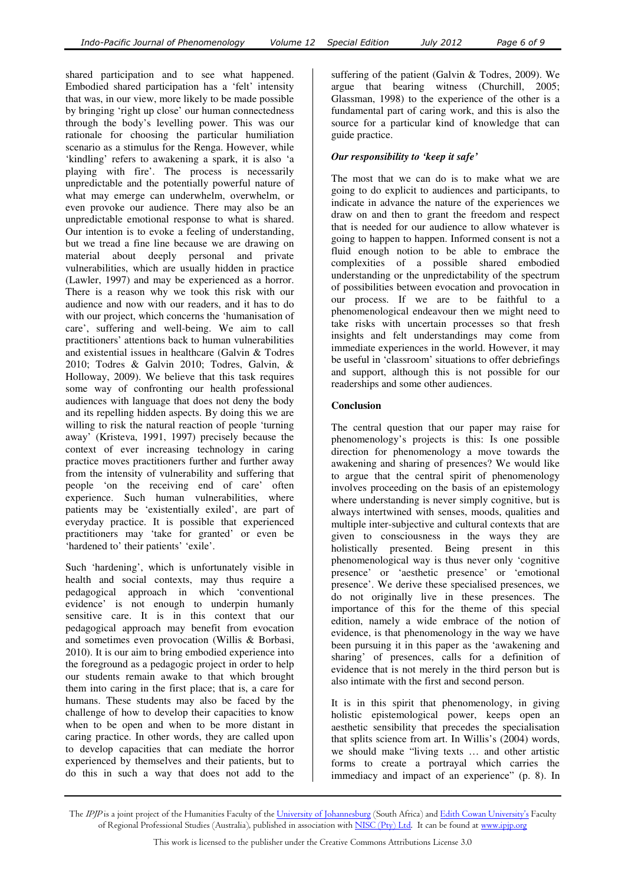shared participation and to see what happened. Embodied shared participation has a 'felt' intensity that was, in our view, more likely to be made possible by bringing 'right up close' our human connectedness through the body's levelling power. This was our rationale for choosing the particular humiliation scenario as a stimulus for the Renga. However, while 'kindling' refers to awakening a spark, it is also 'a playing with fire'. The process is necessarily unpredictable and the potentially powerful nature of what may emerge can underwhelm, overwhelm, or even provoke our audience. There may also be an unpredictable emotional response to what is shared. Our intention is to evoke a feeling of understanding, but we tread a fine line because we are drawing on material about deeply personal and private vulnerabilities, which are usually hidden in practice (Lawler, 1997) and may be experienced as a horror. There is a reason why we took this risk with our audience and now with our readers, and it has to do with our project, which concerns the 'humanisation of care', suffering and well-being. We aim to call practitioners' attentions back to human vulnerabilities and existential issues in healthcare (Galvin & Todres 2010; Todres & Galvin 2010; Todres, Galvin, & Holloway, 2009). We believe that this task requires some way of confronting our health professional audiences with language that does not deny the body and its repelling hidden aspects. By doing this we are willing to risk the natural reaction of people 'turning away' (Kristeva, 1991, 1997) precisely because the context of ever increasing technology in caring practice moves practitioners further and further away from the intensity of vulnerability and suffering that people 'on the receiving end of care' often experience. Such human vulnerabilities, where patients may be 'existentially exiled', are part of everyday practice. It is possible that experienced practitioners may 'take for granted' or even be 'hardened to' their patients' 'exile'.

Such 'hardening', which is unfortunately visible in health and social contexts, may thus require a pedagogical approach in which 'conventional evidence' is not enough to underpin humanly sensitive care. It is in this context that our pedagogical approach may benefit from evocation and sometimes even provocation (Willis & Borbasi, 2010). It is our aim to bring embodied experience into the foreground as a pedagogic project in order to help our students remain awake to that which brought them into caring in the first place; that is, a care for humans. These students may also be faced by the challenge of how to develop their capacities to know when to be open and when to be more distant in caring practice. In other words, they are called upon to develop capacities that can mediate the horror experienced by themselves and their patients, but to do this in such a way that does not add to the suffering of the patient (Galvin & Todres, 2009). We argue that bearing witness (Churchill, 2005; Glassman, 1998) to the experience of the other is a fundamental part of caring work, and this is also the source for a particular kind of knowledge that can guide practice.

### *Our responsibility to 'keep it safe'*

The most that we can do is to make what we are going to do explicit to audiences and participants, to indicate in advance the nature of the experiences we draw on and then to grant the freedom and respect that is needed for our audience to allow whatever is going to happen to happen. Informed consent is not a fluid enough notion to be able to embrace the complexities of a possible shared embodied understanding or the unpredictability of the spectrum of possibilities between evocation and provocation in our process. If we are to be faithful to a phenomenological endeavour then we might need to take risks with uncertain processes so that fresh insights and felt understandings may come from immediate experiences in the world. However, it may be useful in 'classroom' situations to offer debriefings and support, although this is not possible for our readerships and some other audiences.

## Conclusion

The central question that our paper may raise for phenomenology's projects is this: Is one possible direction for phenomenology a move towards the awakening and sharing of presences? We would like to argue that the central spirit of phenomenology involves proceeding on the basis of an epistemology where understanding is never simply cognitive, but is always intertwined with senses, moods, qualities and multiple inter-subjective and cultural contexts that are given to consciousness in the ways they are holistically presented. Being present in this phenomenological way is thus never only 'cognitive presence' or 'aesthetic presence' or 'emotional presence'. We derive these specialised presences, we do not originally live in these presences. The importance of this for the theme of this special edition, namely a wide embrace of the notion of evidence, is that phenomenology in the way we have been pursuing it in this paper as the 'awakening and sharing' of presences, calls for a definition of evidence that is not merely in the third person but is also intimate with the first and second person.

It is in this spirit that phenomenology, in giving holistic epistemological power, keeps open an aesthetic sensibility that precedes the specialisation that splits science from art. In Willis's (2004) words, we should make "living texts … and other artistic forms to create a portrayal which carries the immediacy and impact of an experience" (p. 8). In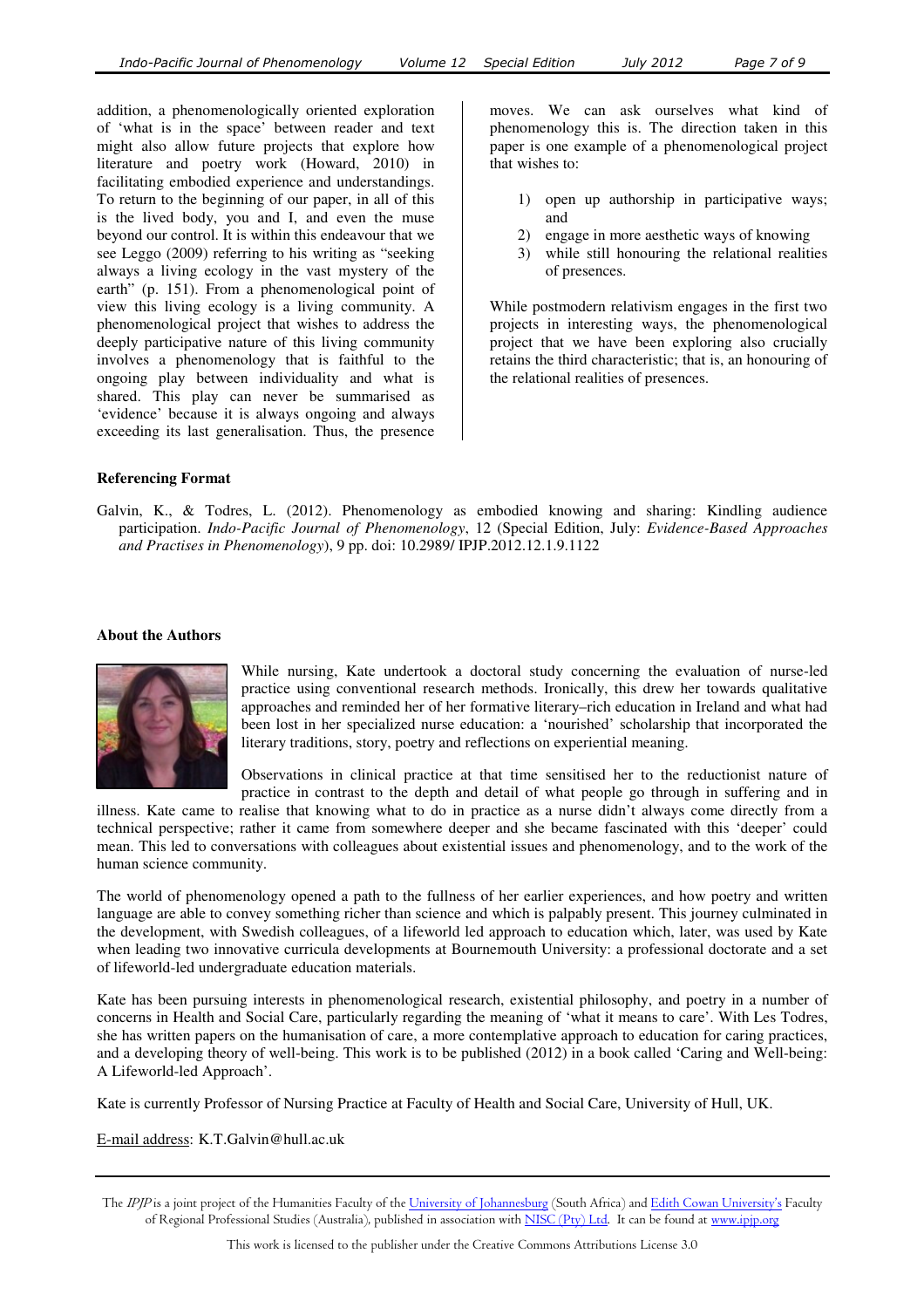addition, a phenomenologically oriented exploration of 'what is in the space' between reader and text might also allow future projects that explore how literature and poetry work (Howard, 2010) in facilitating embodied experience and understandings. To return to the beginning of our paper, in all of this is the lived body, you and I, and even the muse beyond our control. It is within this endeavour that we see Leggo (2009) referring to his writing as "seeking always a living ecology in the vast mystery of the earth" (p. 151). From a phenomenological point of view this living ecology is a living community. A phenomenological project that wishes to address the deeply participative nature of this living community involves a phenomenology that is faithful to the ongoing play between individuality and what is shared. This play can never be summarised as 'evidence' because it is always ongoing and always exceeding its last generalisation. Thus, the presence moves. We can ask ourselves what kind of phenomenology this is. The direction taken in this paper is one example of a phenomenological project that wishes to:

1) open up authorship in participative ways; and
2) engage in more aesthetic ways of knowing
3) while still honouring the relational realities of presences.

While postmodern relativism engages in the first two projects in interesting ways, the phenomenological project that we have been exploring also crucially retains the third characteristic; that is, an honouring of the relational realities of presences.

**Referencing Format**

Galvin, K., & Todres, L. (2012). Phenomenology as embodied knowing and sharing: Kindling audience participation. *Indo-Pacific Journal of Phenomenology*, 12 (Special Edition, July: *Evidence-Based Approaches and Practises in Phenomenology*), 9 pp. doi: 10.2989/ IPJP.2012.12.1.9.1122

**About the Authors**

While nursing, Kate undertook a doctoral study concerning the evaluation of nurse-led practice using conventional research methods. Ironically, this drew her towards qualitative approaches and reminded her of her formative literary–rich education in Ireland and what had been lost in her specialized nurse education: a 'nourished' scholarship that incorporated the literary traditions, story, poetry and reflections on experiential meaning.

Observations in clinical practice at that time sensitised her to the reductionist nature of practice in contrast to the depth and detail of what people go through in suffering and in illness. Kate came to realise that knowing what to do in practice as a nurse didn't always come directly from a technical perspective; rather it came from somewhere deeper and she became fascinated with this 'deeper' could mean. This led to conversations with colleagues about existential issues and phenomenology, and to the work of the human science community.

The world of phenomenology opened a path to the fullness of her earlier experiences, and how poetry and written language are able to convey something richer than science and which is palpably present. This journey culminated in the development, with Swedish colleagues, of a lifeworld led approach to education which, later, was used by Kate when leading two innovative curricula developments at Bournemouth University: a professional doctorate and a set of lifeworld-led undergraduate education materials.

Kate has been pursuing interests in phenomenological research, existential philosophy, and poetry in a number of concerns in Health and Social Care, particularly regarding the meaning of 'what it means to care'. With Les Todres, she has written papers on the humanisation of care, a more contemplative approach to education for caring practices, and a developing theory of well-being. This work is to be published (2012) in a book called 'Caring and Well-being: A Lifeworld-led Approach'.

Kate is currently Professor of Nursing Practice at Faculty of Health and Social Care, University of Hull, UK.

E-mail address: K.T.Galvin@hull.ac.uk

The *IPJP* is a joint project of the Humanities Faculty of the University of Johannesburg (South Africa) and Edith Cowan University's Faculty of Regional Professional Studies (Australia), published in association with NISC (Pty) Ltd. It can be found at www.ipjp.org

This work is licensed to the publisher under the Creative Commons Attributions License 3.0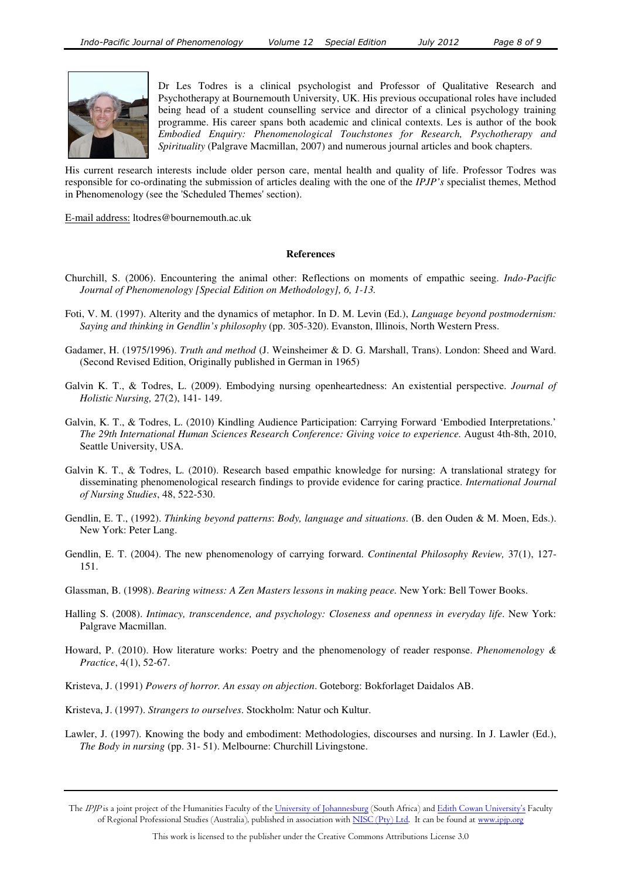Dr Les Todres is a clinical psychologist and Professor of Qualitative Research and Psychotherapy at Bournemouth University, UK. His previous occupational roles have included being head of a student counselling service and director of a clinical psychology training programme. His career spans both academic and clinical contexts. Les is author of the book *Embodied Enquiry: Phenomenological Touchstones for Research, Psychotherapy and Spirituality* (Palgrave Macmillan, 2007) and numerous journal articles and book chapters.

His current research interests include older person care, mental health and quality of life. Professor Todres was responsible for co-ordinating the submission of articles dealing with the one of the *IPJP's* specialist themes, Method in Phenomenology (see the 'Scheduled Themes' section).

E-mail address: ltodres@bournemouth.ac.uk

## References

Churchill, S. (2006). Encountering the animal other: Reflections on moments of empathic seeing. *Indo-Pacific Journal of Phenomenology [Special Edition on Methodology], 6, 1-13.*

Foti, V. M. (1997). Alterity and the dynamics of metaphor. In D. M. Levin (Ed.), *Language beyond postmodernism: Saying and thinking in Gendlin's philosophy* (pp. 305-320). Evanston, Illinois, North Western Press.

Gadamer, H. (1975/1996). *Truth and method* (J. Weinsheimer & D. G. Marshall, Trans). London: Sheed and Ward. (Second Revised Edition, Originally published in German in 1965)

Galvin K. T., & Todres, L. (2009). Embodying nursing openheartedness: An existential perspective. *Journal of Holistic Nursing,* 27(2), 141- 149.

Galvin, K. T., & Todres, L. (2010) Kindling Audience Participation: Carrying Forward 'Embodied Interpretations.' *The 29th International Human Sciences Research Conference: Giving voice to experience.* August 4th-8th, 2010, Seattle University, USA.

Galvin K. T., & Todres, L. (2010). Research based empathic knowledge for nursing: A translational strategy for disseminating phenomenological research findings to provide evidence for caring practice. *International Journal of Nursing Studies*, 48, 522-530.

Gendlin, E. T., (1992). *Thinking beyond patterns*: *Body, language and situations*. (B. den Ouden & M. Moen, Eds.). New York: Peter Lang.

Gendlin, E. T. (2004). The new phenomenology of carrying forward. *Continental Philosophy Review,* 37(1), 127-151.

Glassman, B. (1998). *Bearing witness: A Zen Masters lessons in making peace.* New York: Bell Tower Books.

Halling S. (2008). *Intimacy, transcendence, and psychology: Closeness and openness in everyday life*. New York: Palgrave Macmillan.

Howard, P. (2010). How literature works: Poetry and the phenomenology of reader response. *Phenomenology & Practice*, 4(1), 52-67.

Kristeva, J. (1991) *Powers of horror. An essay on abjection*. Goteborg: Bokforlaget Daidalos AB.

Kristeva, J. (1997). *Strangers to ourselves*. Stockholm: Natur och Kultur.

Lawler, J. (1997). Knowing the body and embodiment: Methodologies, discourses and nursing. In J. Lawler (Ed.), *The Body in nursing* (pp. 31- 51). Melbourne: Churchill Livingstone.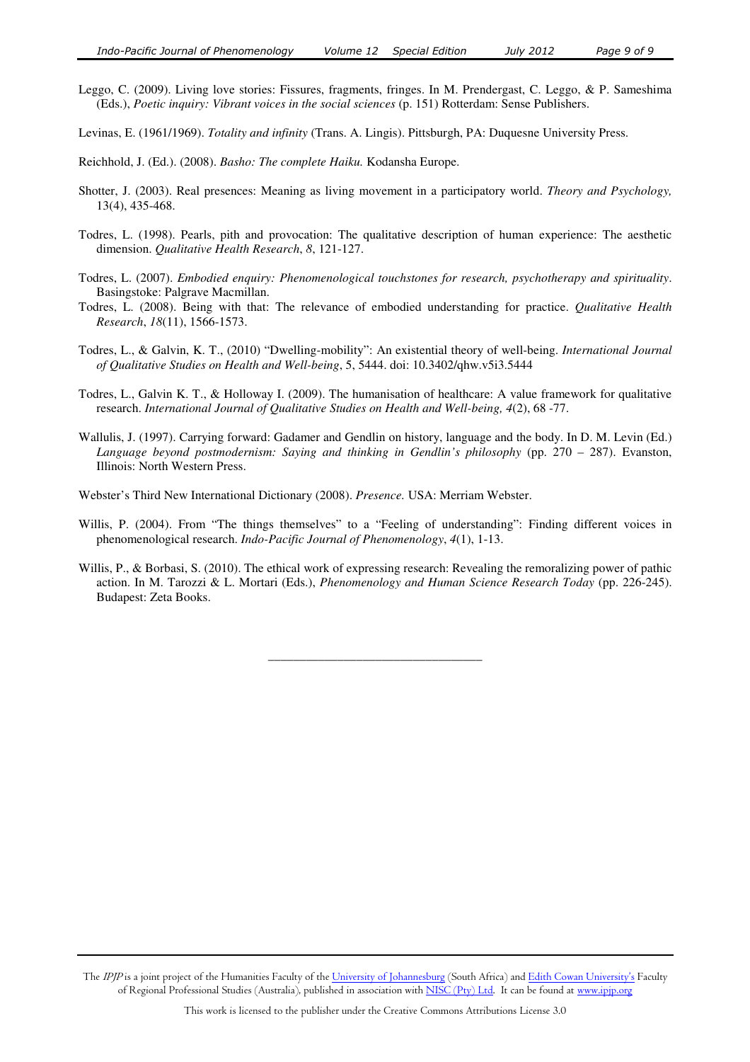Leggo, C. (2009). Living love stories: Fissures, fragments, fringes. In M. Prendergast, C. Leggo, & P. Sameshima (Eds.), *Poetic inquiry: Vibrant voices in the social sciences* (p. 151) Rotterdam: Sense Publishers.

Levinas, E. (1961/1969). *Totality and infinity* (Trans. A. Lingis). Pittsburgh, PA: Duquesne University Press.

Reichhold, J. (Ed.). (2008). *Basho: The complete Haiku.* Kodansha Europe.

Shotter, J. (2003). Real presences: Meaning as living movement in a participatory world. *Theory and Psychology,* 13(4), 435-468.

Todres, L. (1998). Pearls, pith and provocation: The qualitative description of human experience: The aesthetic dimension. *Qualitative Health Research*, *8*, 121-127.

Todres, L. (2007). *Embodied enquiry: Phenomenological touchstones for research, psychotherapy and spirituality*. Basingstoke: Palgrave Macmillan.

Todres, L. (2008). Being with that: The relevance of embodied understanding for practice. *Qualitative Health Research*, *18*(11), 1566-1573.

Todres, L., & Galvin, K. T., (2010) "Dwelling-mobility": An existential theory of well-being. *International Journal of Qualitative Studies on Health and Well-being*, 5, 5444. doi: 10.3402/qhw.v5i3.5444

Todres, L., Galvin K. T., & Holloway I. (2009). The humanisation of healthcare: A value framework for qualitative research. *International Journal of Qualitative Studies on Health and Well-being, 4*(2), 68 -77.

Wallulis, J. (1997). Carrying forward: Gadamer and Gendlin on history, language and the body. In D. M. Levin (Ed.) *Language beyond postmodernism: Saying and thinking in Gendlin's philosophy* (pp. 270 – 287). Evanston, Illinois: North Western Press.

Webster's Third New International Dictionary (2008). *Presence.* USA: Merriam Webster.

Willis, P. (2004). From "The things themselves" to a "Feeling of understanding": Finding different voices in phenomenological research. *Indo-Pacific Journal of Phenomenology*, *4*(1), 1-13.

Willis, P., & Borbasi, S. (2010). The ethical work of expressing research: Revealing the remoralizing power of pathic action. In M. Tarozzi & L. Mortari (Eds.), *Phenomenology and Human Science Research Today* (pp. 226-245). Budapest: Zeta Books.

---

The *IPJP* is a joint project of the Humanities Faculty of the University of Johannesburg (South Africa) and Edith Cowan University's Faculty of Regional Professional Studies (Australia), published in association with NISC (Pty) Ltd. It can be found at www.ipjp.org

This work is licensed to the publisher under the Creative Commons Attributions License 3.0